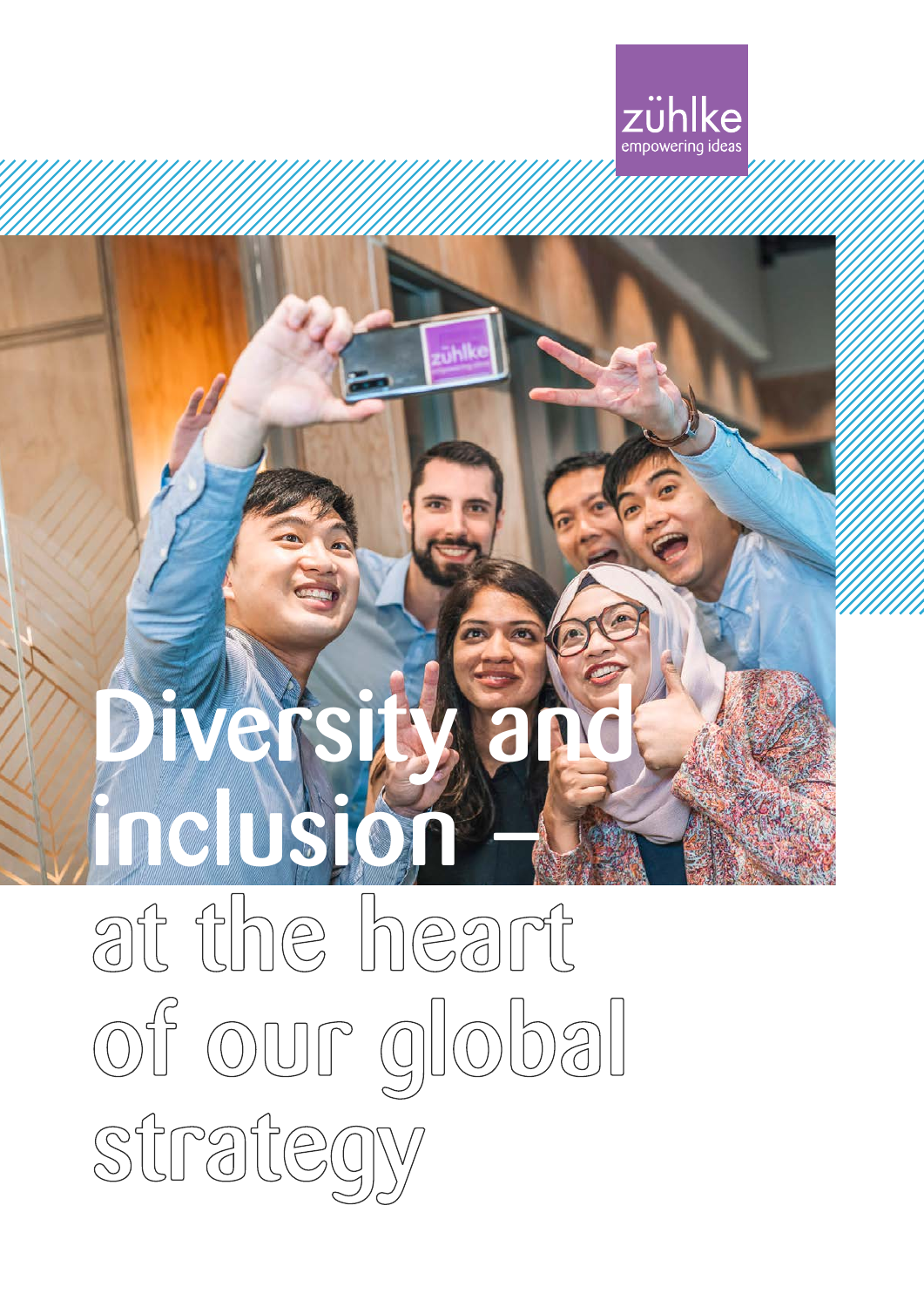# Diversity and inclusion – at the heart of our global strategy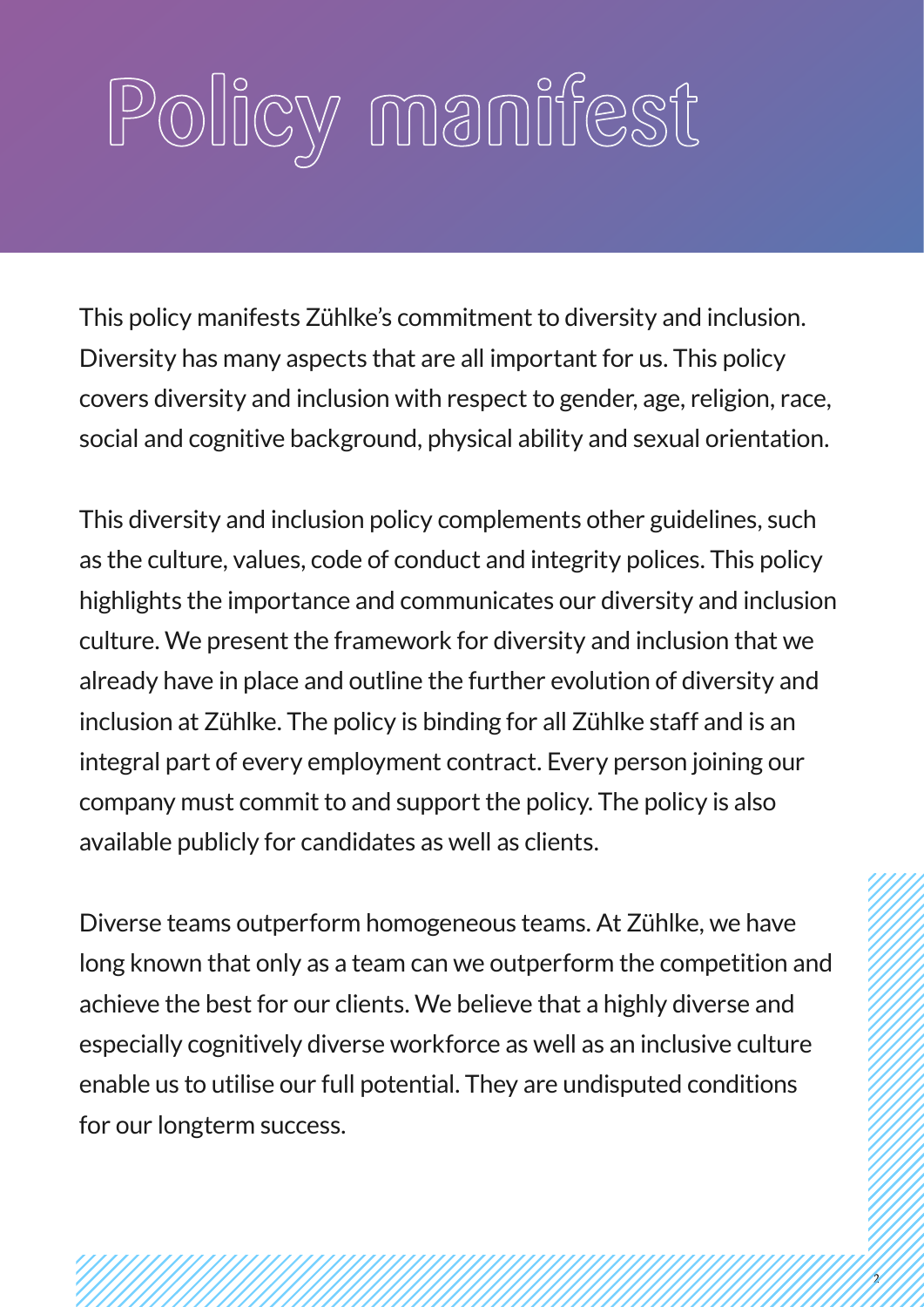# Policy manifest

This policy manifests Zühlke's commitment to diversity and inclusion. Diversity has many aspects that are all important for us. This policy covers diversity and inclusion with respect to gender, age, religion, race, social and cognitive background, physical ability and sexual orientation.

This diversity and inclusion policy complements other guidelines, such as the culture, values, code of conduct and integrity polices. This policy highlights the importance and communicates our diversity and inclusion culture. We present the framework for diversity and inclusion that we already have in place and outline the further evolution of diversity and inclusion at Zühlke. The policy is binding for all Zühlke staff and is an integral part of every employment contract. Every person joining our company must commit to and support the policy. The policy is also available publicly for candidates as well as clients.

Diverse teams outperform homogeneous teams. At Zühlke, we have long known that only as a team can we outperform the competition and achieve the best for our clients. We believe that a highly diverse and especially cognitively diverse workforce as well as an inclusive culture enable us to utilise our full potential. They are undisputed conditions for our longterm success.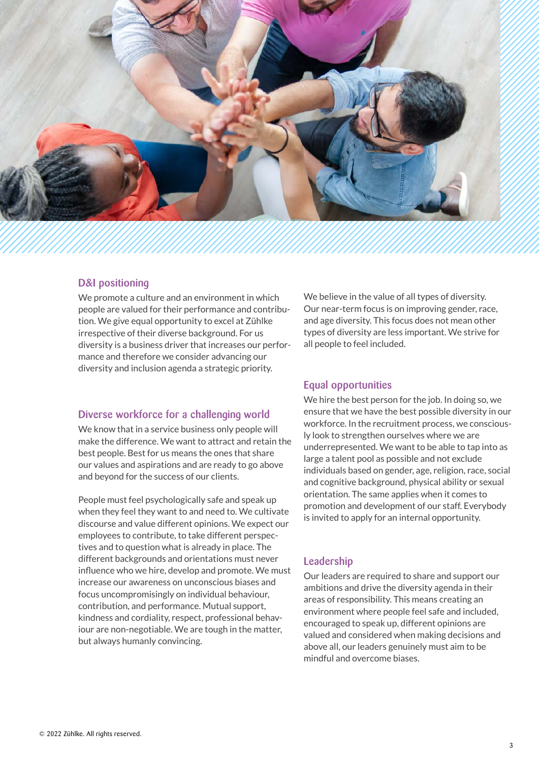## D&I positioning

We promote a culture and an environment in which people are valued for their performance and contribution. We give equal opportunity to excel at Zühlke irrespective of their diverse background. For us diversity is a business driver that increases our performance and therefore we consider advancing our diversity and inclusion agenda a strategic priority.

## Diverse workforce for a challenging world

We know that in a service business only people will make the difference. We want to attract and retain the best people. Best for us means the ones that share our values and aspirations and are ready to go above and beyond for the success of our clients.

People must feel psychologically safe and speak up when they feel they want to and need to. We cultivate discourse and value different opinions. We expect our employees to contribute, to take different perspectives and to question what is already in place. The different backgrounds and orientations must never influence who we hire, develop and promote. We must increase our awareness on unconscious biases and focus uncompromisingly on individual behaviour, contribution, and performance. Mutual support, kindness and cordiality, respect, professional behaviour are non-negotiable. We are tough in the matter, but always humanly convincing.

We believe in the value of all types of diversity. Our near-term focus is on improving gender, race, and age diversity. This focus does not mean other types of diversity are less important. We strive for all people to feel included.

## Equal opportunities

We hire the best person for the job. In doing so, we ensure that we have the best possible diversity in our workforce. In the recruitment process, we consciously look to strengthen ourselves where we are underrepresented. We want to be able to tap into as large a talent pool as possible and not exclude individuals based on gender, age, religion, race, social and cognitive background, physical ability or sexual orientation. The same applies when it comes to promotion and development of our staff. Everybody is invited to apply for an internal opportunity.

## Leadership

Our leaders are required to share and support our ambitions and drive the diversity agenda in their areas of responsibility. This means creating an environment where people feel safe and included, encouraged to speak up, different opinions are valued and considered when making decisions and above all, our leaders genuinely must aim to be mindful and overcome biases.

© 2022 Zühlke. All rights reserved.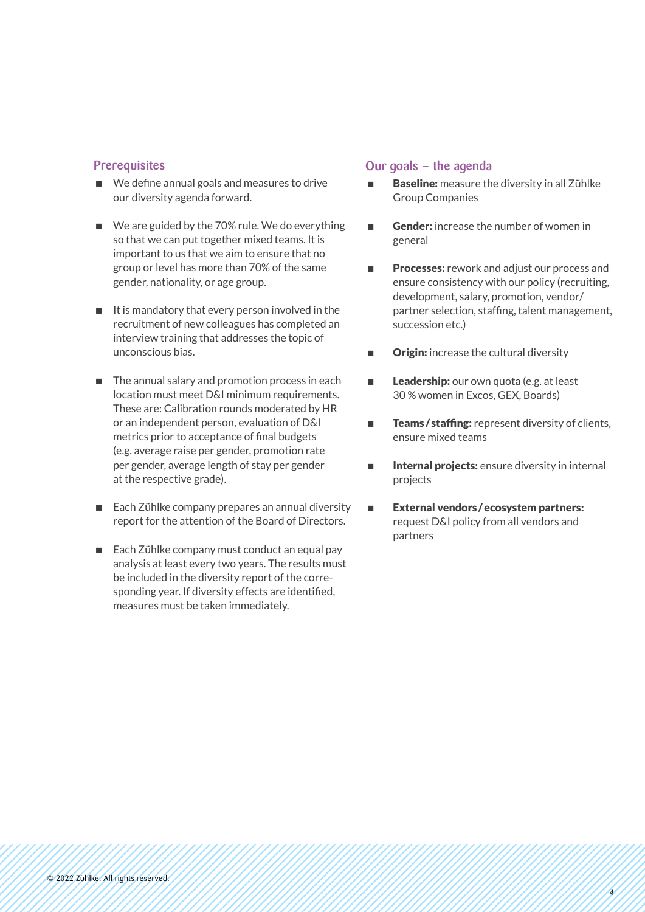## Prerequisites

- We define annual goals and measures to drive our diversity agenda forward.
- We are guided by the 70% rule. We do everything so that we can put together mixed teams. It is important to us that we aim to ensure that no group or level has more than 70% of the same gender, nationality, or age group.
- It is mandatory that every person involved in the recruitment of new colleagues has completed an interview training that addresses the topic of unconscious bias.
- The annual salary and promotion process in each location must meet D&I minimum requirements. These are: Calibration rounds moderated by HR or an independent person, evaluation of D&I metrics prior to acceptance of final budgets (e.g. average raise per gender, promotion rate per gender, average length of stay per gender at the respective grade).
- Each Zühlke company prepares an annual diversity report for the attention of the Board of Directors.
- Each Zühlke company must conduct an equal pay analysis at least every two years. The results must be included in the diversity report of the corresponding year. If diversity effects are identified, measures must be taken immediately.

## Our goals – the agenda

- **Baseline:** measure the diversity in all Zühlke Group Companies
- **Gender:** increase the number of women in general
- **Processes:** rework and adjust our process and ensure consistency with our policy (recruiting, development, salary, promotion, vendor/partner selection, staffing, talent management, succession etc.)
- **Origin:** increase the cultural diversity
- **Leadership:** our own quota (e.g. at least 30 % women in Excos, GEX, Boards)
- **Teams / staffing:** represent diversity of clients, ensure mixed teams
- **Internal projects:** ensure diversity in internal projects
- **External vendors / ecosystem partners:** request D&I policy from all vendors and partners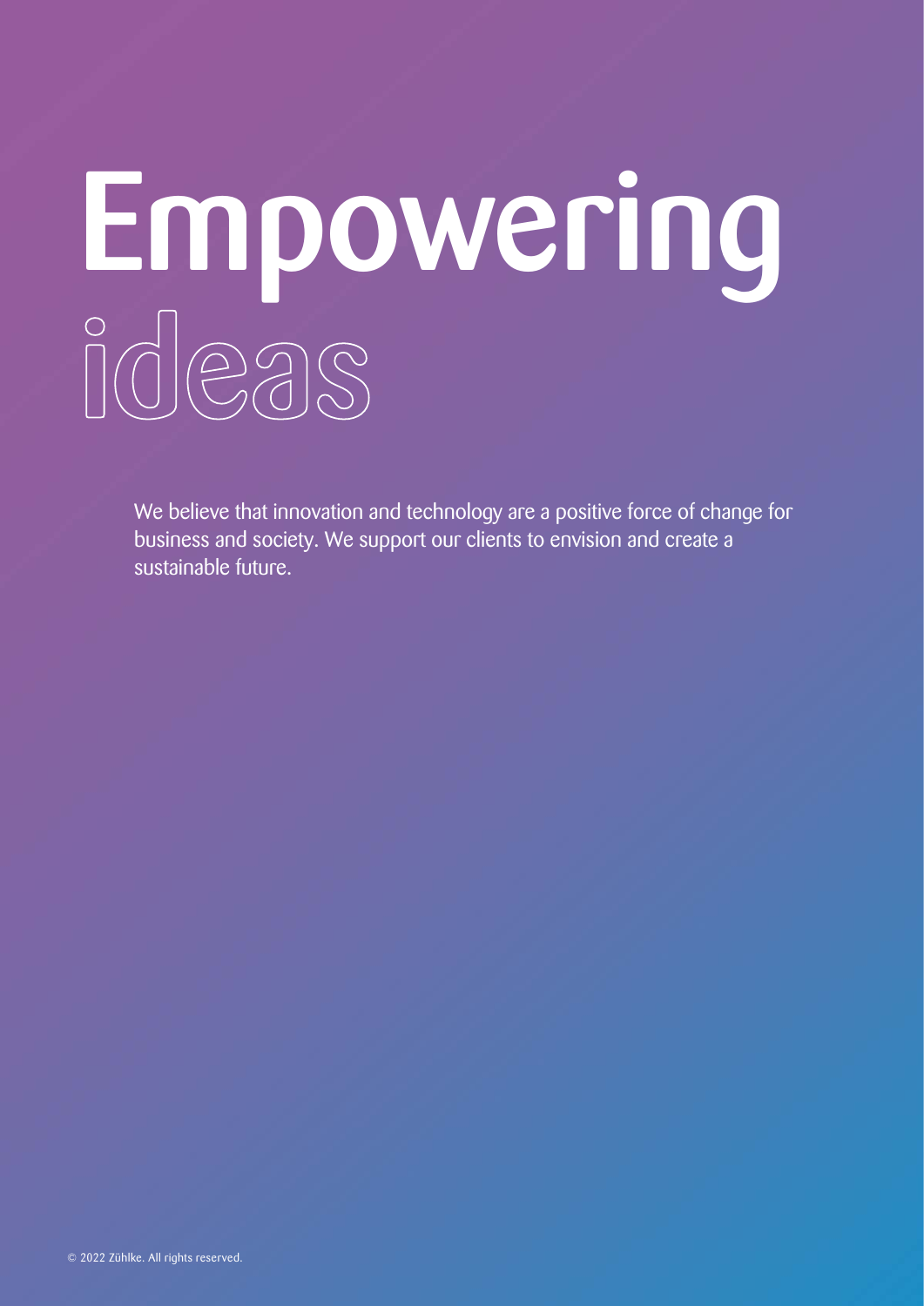# Empowering ideas

We believe that innovation and technology are a positive force of change for business and society. We support our clients to envision and create a sustainable future.

© 2022 Zühlke. All rights reserved.